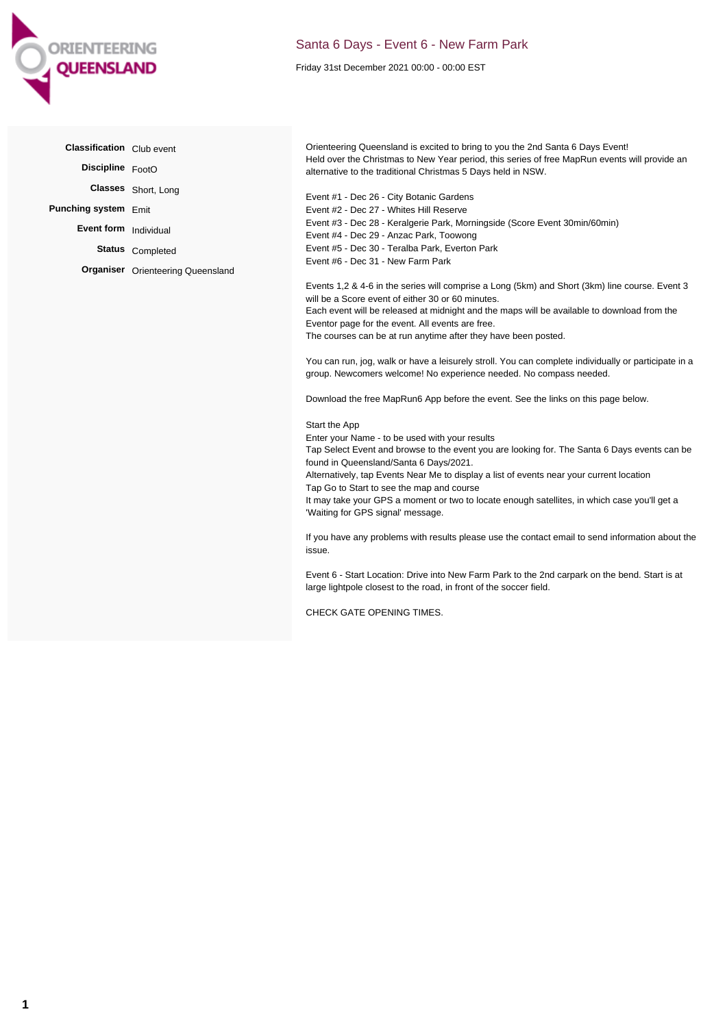# Santa 6 Days - Event 6 - New Farm Park

Friday 31st December 2021 00:00 - 00:00 EST

| | |
|---|---|
| **Classification** | Club event |
| **Discipline** | FootO |
| **Classes** | Short, Long |
| **Punching system** | Emit |
| **Event form** | Individual |
| **Status** | Completed |
| **Organiser** | Orienteering Queensland |

Orienteering Queensland is excited to bring to you the 2nd Santa 6 Days Event!
Held over the Christmas to New Year period, this series of free MapRun events will provide an alternative to the traditional Christmas 5 Days held in NSW.

Event #1 - Dec 26 - City Botanic Gardens
Event #2 - Dec 27 - Whites Hill Reserve
Event #3 - Dec 28 - Keralgerie Park, Morningside (Score Event 30min/60min)
Event #4 - Dec 29 - Anzac Park, Toowong
Event #5 - Dec 30 - Teralba Park, Everton Park
Event #6 - Dec 31 - New Farm Park

Events 1,2 & 4-6 in the series will comprise a Long (5km) and Short (3km) line course. Event 3 will be a Score event of either 30 or 60 minutes.
Each event will be released at midnight and the maps will be available to download from the Eventor page for the event. All events are free.
The courses can be at run anytime after they have been posted.

You can run, jog, walk or have a leisurely stroll. You can complete individually or participate in a group. Newcomers welcome! No experience needed. No compass needed.

Download the free MapRun6 App before the event. See the links on this page below.

Start the App
Enter your Name - to be used with your results
Tap Select Event and browse to the event you are looking for. The Santa 6 Days events can be found in Queensland/Santa 6 Days/2021.
Alternatively, tap Events Near Me to display a list of events near your current location
Tap Go to Start to see the map and course
It may take your GPS a moment or two to locate enough satellites, in which case you'll get a 'Waiting for GPS signal' message.

If you have any problems with results please use the contact email to send information about the issue.

Event 6 - Start Location: Drive into New Farm Park to the 2nd carpark on the bend. Start is at large lightpole closest to the road, in front of the soccer field.

CHECK GATE OPENING TIMES.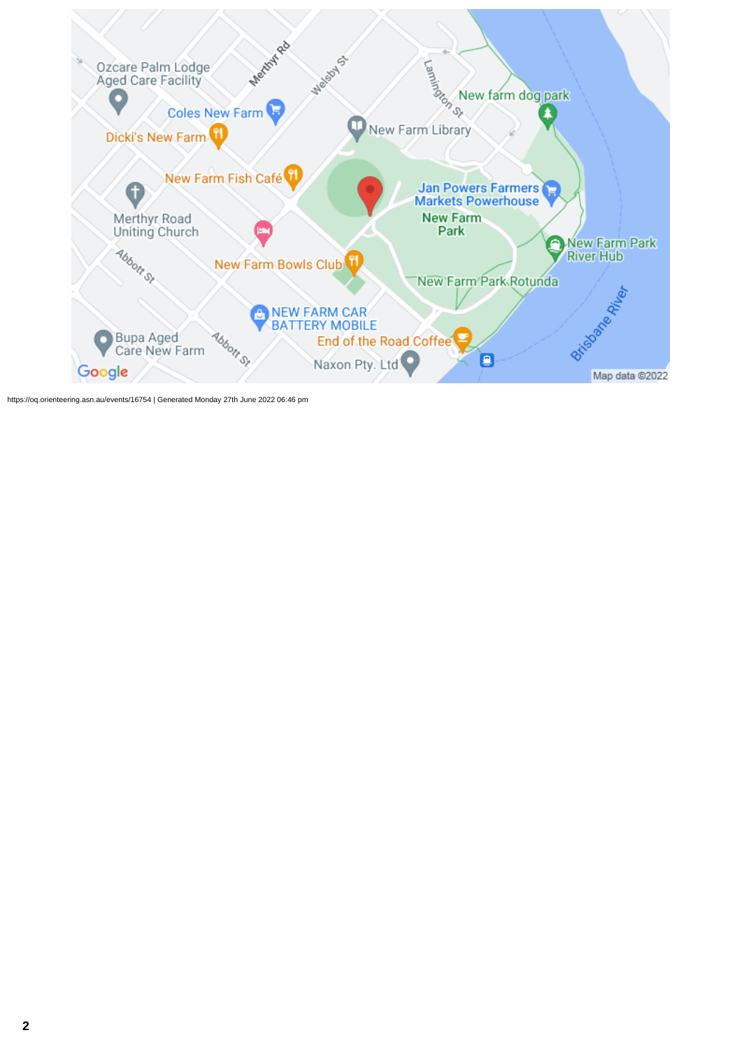Ozcare Palm Lodge Aged Care Facility

Merthyr Rd

Welsby St

Coles New Farm

Dicki's New Farm

Lamington St

New farm dog park

New Farm Library

New Farm Fish Café

Jan Powers Farmers Markets Powerhouse

New Farm Park

Merthyr Road Uniting Church

Abbott St

New Farm Bowls Club

New Farm Park River Hub

New Farm Park Rotunda

NEW FARM CAR BATTERY MOBILE

End of the Road Coffee

Brisbane River

Bupa Aged Care New Farm

Abbott St

Naxon Pty. Ltd

Google

Map data ©2022